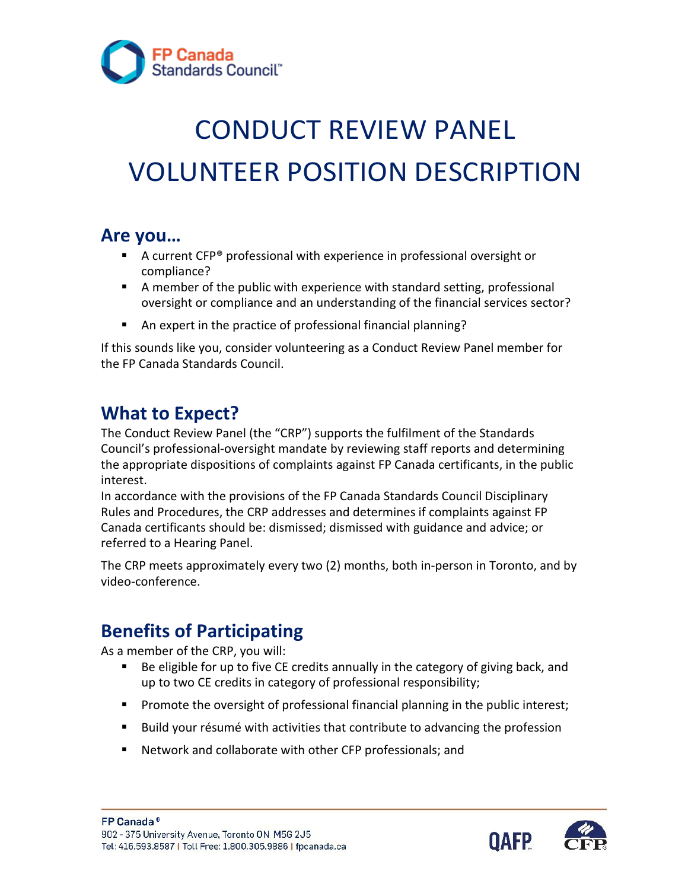# CONDUCT REVIEW PANEL VOLUNTEER POSITION DESCRIPTION

## Are you…

- A current CFP® professional with experience in professional oversight or compliance?
- A member of the public with experience with standard setting, professional oversight or compliance and an understanding of the financial services sector?
- An expert in the practice of professional financial planning?

If this sounds like you, consider volunteering as a Conduct Review Panel member for the FP Canada Standards Council.

## What to Expect?

The Conduct Review Panel (the "CRP") supports the fulfilment of the Standards Council's professional-oversight mandate by reviewing staff reports and determining the appropriate dispositions of complaints against FP Canada certificants, in the public interest.

In accordance with the provisions of the FP Canada Standards Council Disciplinary Rules and Procedures, the CRP addresses and determines if complaints against FP Canada certificants should be: dismissed; dismissed with guidance and advice; or referred to a Hearing Panel.

The CRP meets approximately every two (2) months, both in-person in Toronto, and by video-conference.

## Benefits of Participating

As a member of the CRP, you will:

- Be eligible for up to five CE credits annually in the category of giving back, and up to two CE credits in category of professional responsibility;
- Promote the oversight of professional financial planning in the public interest;
- Build your résumé with activities that contribute to advancing the profession
- Network and collaborate with other CFP professionals; and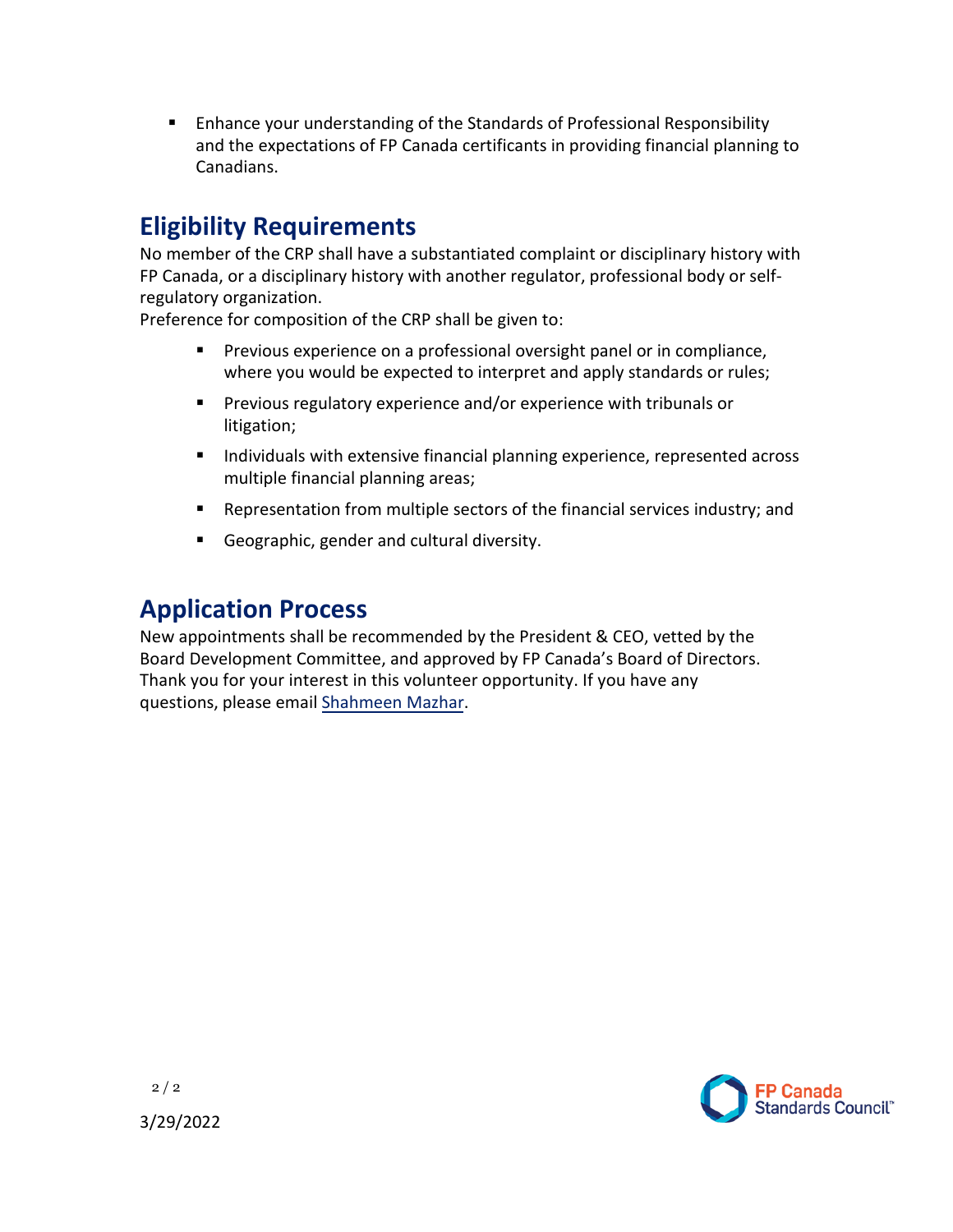- Enhance your understanding of the Standards of Professional Responsibility and the expectations of FP Canada certificants in providing financial planning to Canadians.

## Eligibility Requirements

No member of the CRP shall have a substantiated complaint or disciplinary history with FP Canada, or a disciplinary history with another regulator, professional body or self-regulatory organization.

Preference for composition of the CRP shall be given to:

- Previous experience on a professional oversight panel or in compliance, where you would be expected to interpret and apply standards or rules;
- Previous regulatory experience and/or experience with tribunals or litigation;
- Individuals with extensive financial planning experience, represented across multiple financial planning areas;
- Representation from multiple sectors of the financial services industry; and
- Geographic, gender and cultural diversity.

## Application Process

New appointments shall be recommended by the President & CEO, vetted by the Board Development Committee, and approved by FP Canada's Board of Directors.

Thank you for your interest in this volunteer opportunity. If you have any questions, please email Shahmeen Mazhar.

3/29/2022